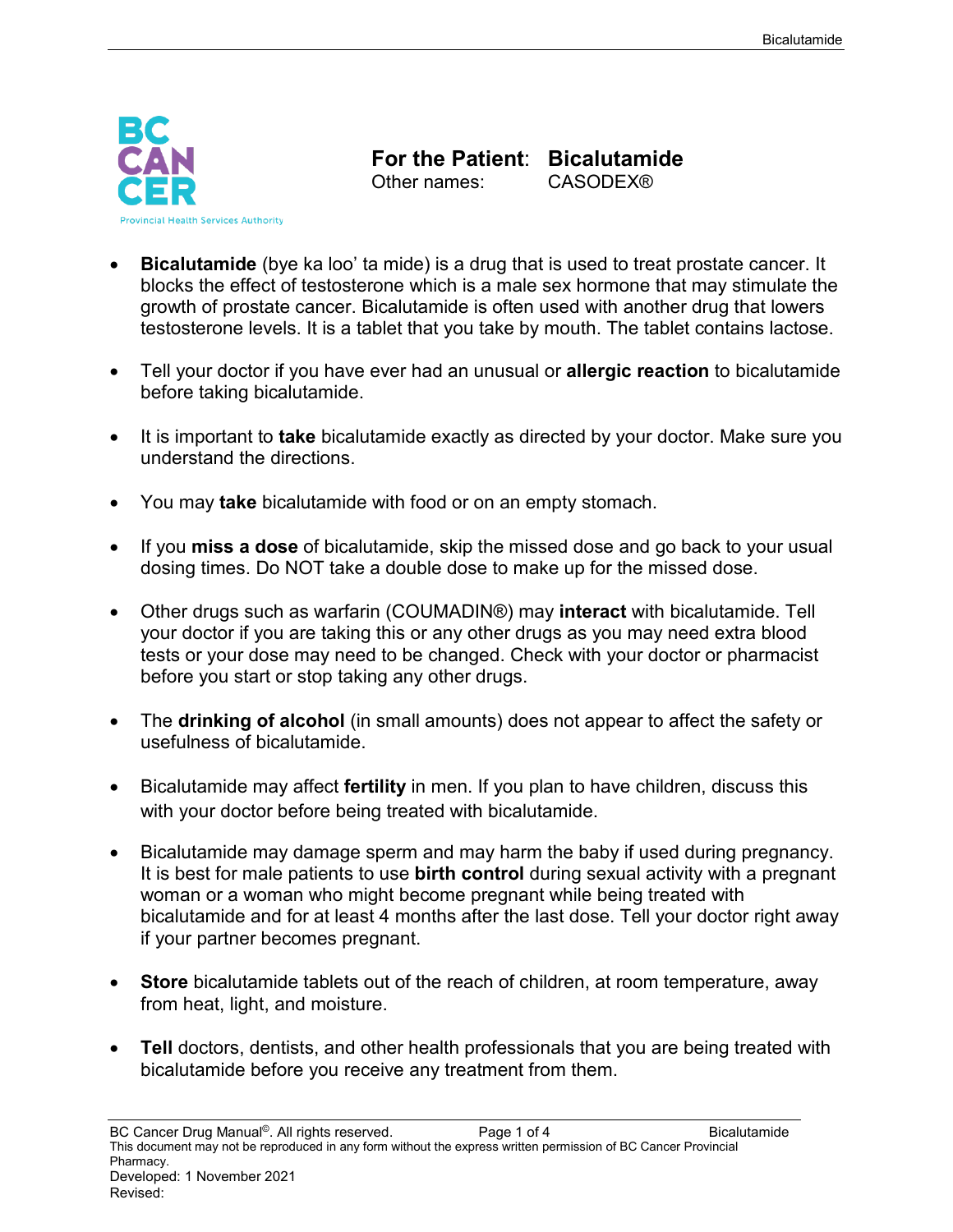# For the Patient: Bicalutamide

Other names: CASODEX®

- **Bicalutamide** (bye ka loo' ta mide) is a drug that is used to treat prostate cancer. It blocks the effect of testosterone which is a male sex hormone that may stimulate the growth of prostate cancer. Bicalutamide is often used with another drug that lowers testosterone levels. It is a tablet that you take by mouth. The tablet contains lactose.

- Tell your doctor if you have ever had an unusual or **allergic reaction** to bicalutamide before taking bicalutamide.

- It is important to **take** bicalutamide exactly as directed by your doctor. Make sure you understand the directions.

- You may **take** bicalutamide with food or on an empty stomach.

- If you **miss a dose** of bicalutamide, skip the missed dose and go back to your usual dosing times. Do NOT take a double dose to make up for the missed dose.

- Other drugs such as warfarin (COUMADIN®) may **interact** with bicalutamide. Tell your doctor if you are taking this or any other drugs as you may need extra blood tests or your dose may need to be changed. Check with your doctor or pharmacist before you start or stop taking any other drugs.

- The **drinking of alcohol** (in small amounts) does not appear to affect the safety or usefulness of bicalutamide.

- Bicalutamide may affect **fertility** in men. If you plan to have children, discuss this with your doctor before being treated with bicalutamide.

- Bicalutamide may damage sperm and may harm the baby if used during pregnancy. It is best for male patients to use **birth control** during sexual activity with a pregnant woman or a woman who might become pregnant while being treated with bicalutamide and for at least 4 months after the last dose. Tell your doctor right away if your partner becomes pregnant.

- **Store** bicalutamide tablets out of the reach of children, at room temperature, away from heat, light, and moisture.

- **Tell** doctors, dentists, and other health professionals that you are being treated with bicalutamide before you receive any treatment from them.

BC Cancer Drug Manual©. All rights reserved.
This document may not be reproduced in any form without the express written permission of BC Cancer Provincial Pharmacy.
Developed: 1 November 2021
Revised: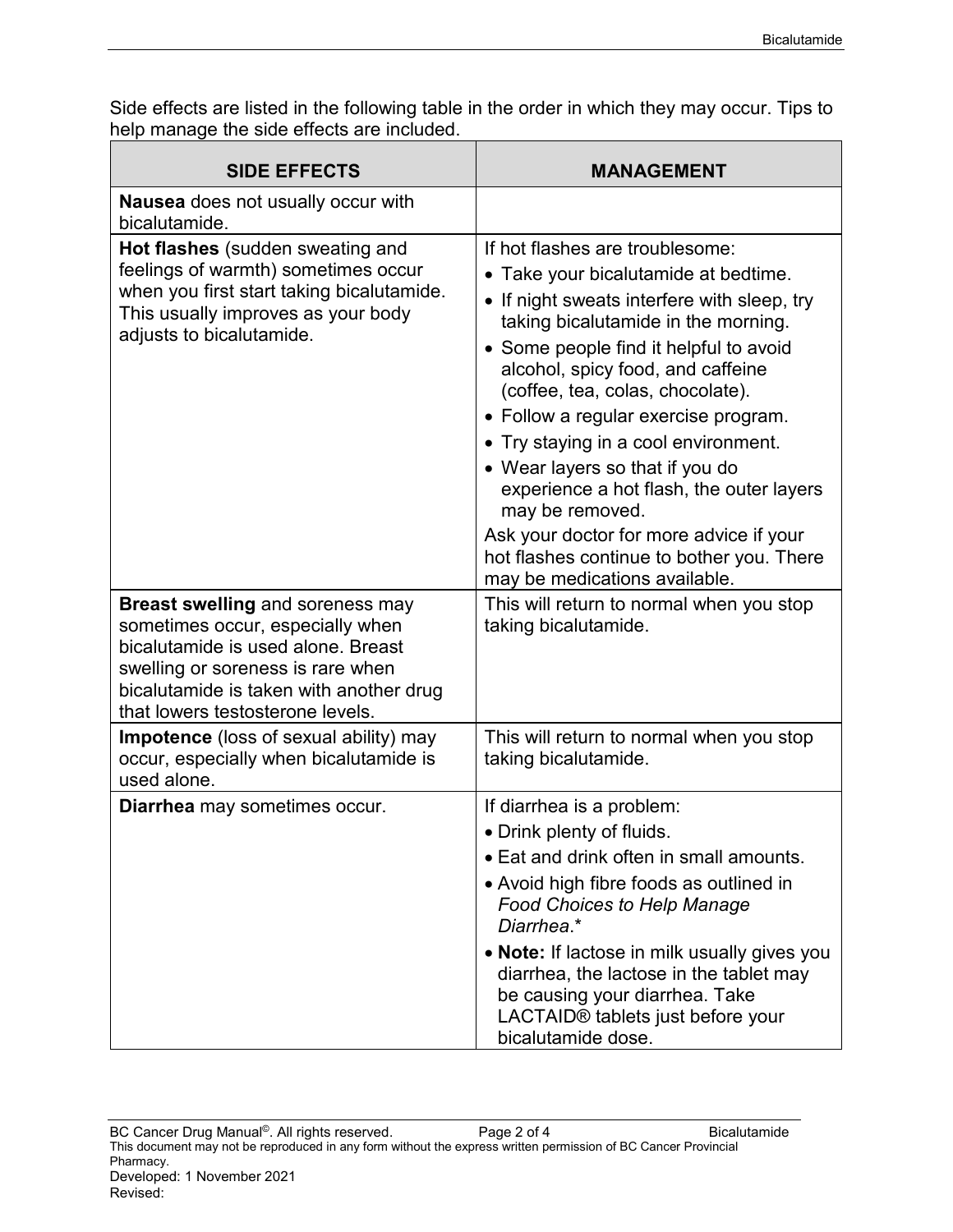Side effects are listed in the following table in the order in which they may occur. Tips to help manage the side effects are included.

| SIDE EFFECTS | MANAGEMENT |
| --- | --- |
| **Nausea** does not usually occur with bicalutamide. | |
| **Hot flashes** (sudden sweating and feelings of warmth) sometimes occur when you first start taking bicalutamide. This usually improves as your body adjusts to bicalutamide. | If hot flashes are troublesome:<br>• Take your bicalutamide at bedtime.<br>• If night sweats interfere with sleep, try taking bicalutamide in the morning.<br>• Some people find it helpful to avoid alcohol, spicy food, and caffeine (coffee, tea, colas, chocolate).<br>• Follow a regular exercise program.<br>• Try staying in a cool environment.<br>• Wear layers so that if you do experience a hot flash, the outer layers may be removed.<br>Ask your doctor for more advice if your hot flashes continue to bother you. There may be medications available. |
| **Breast swelling** and soreness may sometimes occur, especially when bicalutamide is used alone. Breast swelling or soreness is rare when bicalutamide is taken with another drug that lowers testosterone levels. | This will return to normal when you stop taking bicalutamide. |
| **Impotence** (loss of sexual ability) may occur, especially when bicalutamide is used alone. | This will return to normal when you stop taking bicalutamide. |
| **Diarrhea** may sometimes occur. | If diarrhea is a problem:<br>• Drink plenty of fluids.<br>• Eat and drink often in small amounts.<br>• Avoid high fibre foods as outlined in *Food Choices to Help Manage Diarrhea*.*<br>• **Note:** If lactose in milk usually gives you diarrhea, the lactose in the tablet may be causing your diarrhea. Take LACTAID® tablets just before your bicalutamide dose. |

BC Cancer Drug Manual©. All rights reserved. This document may not be reproduced in any form without the express written permission of BC Cancer Provincial Pharmacy.
Developed: 1 November 2021
Revised: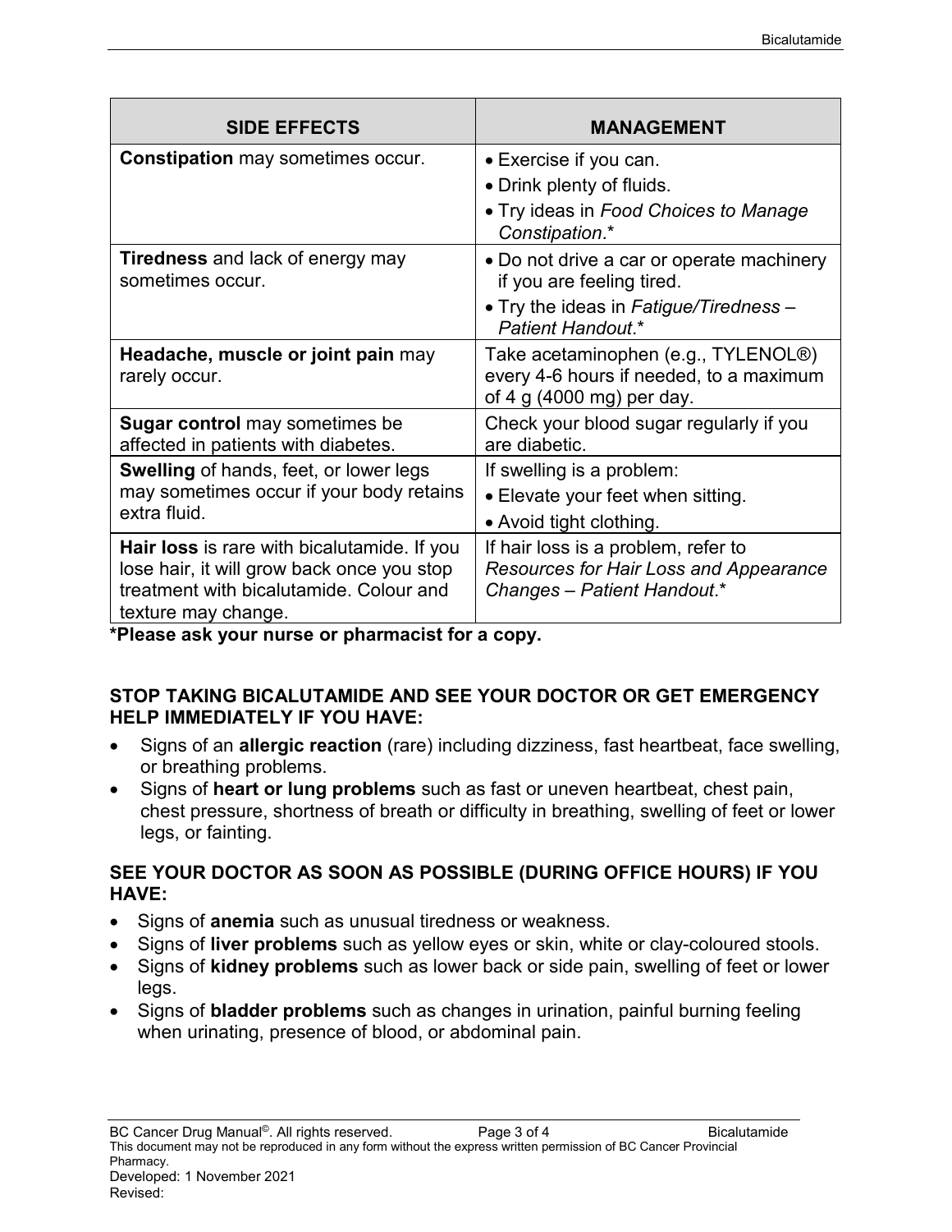| SIDE EFFECTS | MANAGEMENT |
|---|---|
| **Constipation** may sometimes occur. | • Exercise if you can.<br>• Drink plenty of fluids.<br>• Try ideas in *Food Choices to Manage Constipation*.* |
| **Tiredness** and lack of energy may sometimes occur. | • Do not drive a car or operate machinery if you are feeling tired.<br>• Try the ideas in *Fatigue/Tiredness – Patient Handout*.* |
| **Headache, muscle or joint pain** may rarely occur. | Take acetaminophen (e.g., TYLENOL®) every 4-6 hours if needed, to a maximum of 4 g (4000 mg) per day. |
| **Sugar control** may sometimes be affected in patients with diabetes. | Check your blood sugar regularly if you are diabetic. |
| **Swelling** of hands, feet, or lower legs may sometimes occur if your body retains extra fluid. | If swelling is a problem:<br>• Elevate your feet when sitting.<br>• Avoid tight clothing. |
| **Hair loss** is rare with bicalutamide. If you lose hair, it will grow back once you stop treatment with bicalutamide. Colour and texture may change. | If hair loss is a problem, refer to *Resources for Hair Loss and Appearance Changes – Patient Handout*.* |

**\*Please ask your nurse or pharmacist for a copy.**

**STOP TAKING BICALUTAMIDE AND SEE YOUR DOCTOR OR GET EMERGENCY HELP IMMEDIATELY IF YOU HAVE:**

- Signs of an **allergic reaction** (rare) including dizziness, fast heartbeat, face swelling, or breathing problems.
- Signs of **heart or lung problems** such as fast or uneven heartbeat, chest pain, chest pressure, shortness of breath or difficulty in breathing, swelling of feet or lower legs, or fainting.

**SEE YOUR DOCTOR AS SOON AS POSSIBLE (DURING OFFICE HOURS) IF YOU HAVE:**

- Signs of **anemia** such as unusual tiredness or weakness.
- Signs of **liver problems** such as yellow eyes or skin, white or clay-coloured stools.
- Signs of **kidney problems** such as lower back or side pain, swelling of feet or lower legs.
- Signs of **bladder problems** such as changes in urination, painful burning feeling when urinating, presence of blood, or abdominal pain.

BC Cancer Drug Manual©. All rights reserved.
This document may not be reproduced in any form without the express written permission of BC Cancer Provincial Pharmacy.
Developed: 1 November 2021
Revised: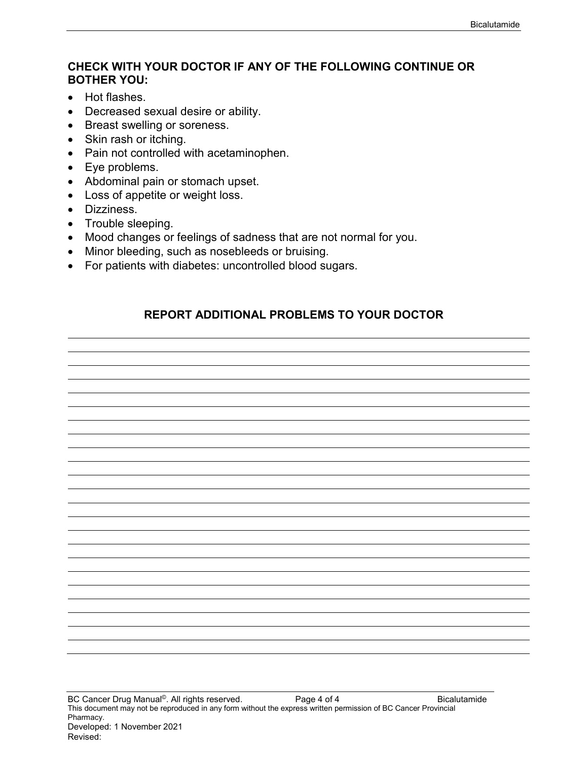**CHECK WITH YOUR DOCTOR IF ANY OF THE FOLLOWING CONTINUE OR BOTHER YOU:**

- Hot flashes.
- Decreased sexual desire or ability.
- Breast swelling or soreness.
- Skin rash or itching.
- Pain not controlled with acetaminophen.
- Eye problems.
- Abdominal pain or stomach upset.
- Loss of appetite or weight loss.
- Dizziness.
- Trouble sleeping.
- Mood changes or feelings of sadness that are not normal for you.
- Minor bleeding, such as nosebleeds or bruising.
- For patients with diabetes: uncontrolled blood sugars.

**REPORT ADDITIONAL PROBLEMS TO YOUR DOCTOR**

BC Cancer Drug Manual©. All rights reserved.
This document may not be reproduced in any form without the express written permission of BC Cancer Provincial Pharmacy.
Developed: 1 November 2021
Revised: